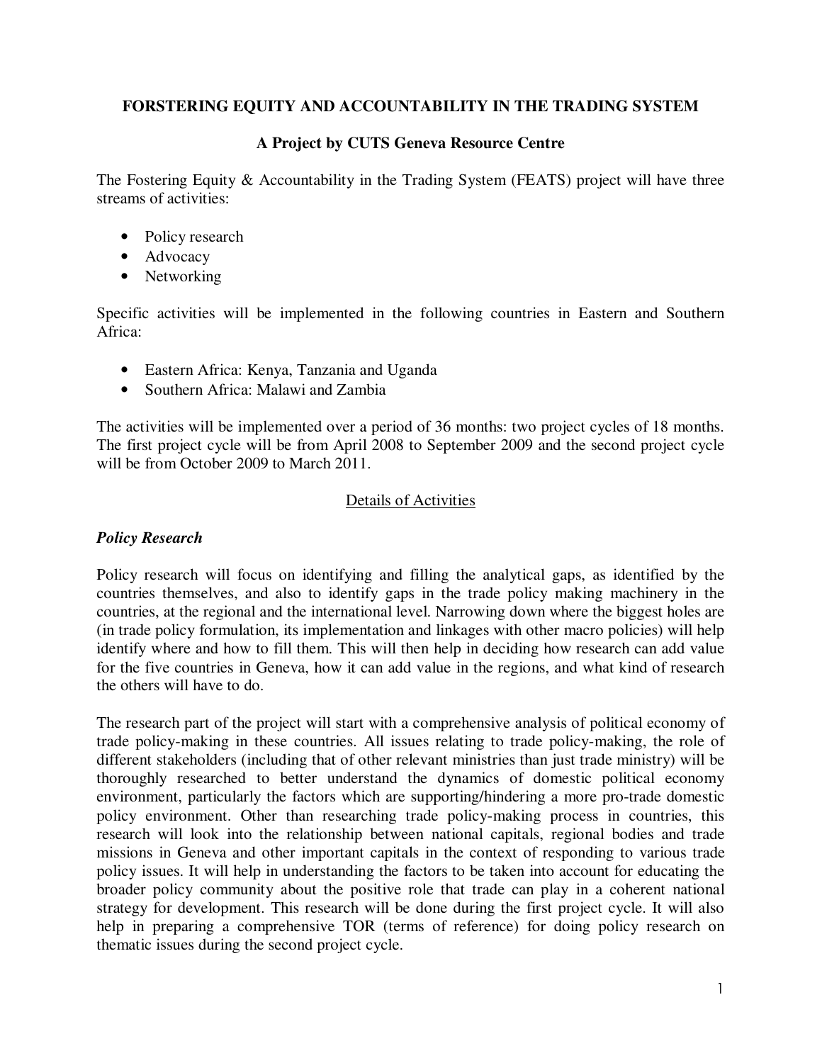# FORSTERING EQUITY AND ACCOUNTABILITY IN THE TRADING SYSTEM

## A Project by CUTS Geneva Resource Centre

The Fostering Equity & Accountability in the Trading System (FEATS) project will have three streams of activities:

- Policy research
- Advocacy
- Networking

Specific activities will be implemented in the following countries in Eastern and Southern Africa:

- Eastern Africa: Kenya, Tanzania and Uganda
- Southern Africa: Malawi and Zambia

The activities will be implemented over a period of 36 months: two project cycles of 18 months. The first project cycle will be from April 2008 to September 2009 and the second project cycle will be from October 2009 to March 2011.

<u>Details of Activities</u>

### *Policy Research*

Policy research will focus on identifying and filling the analytical gaps, as identified by the countries themselves, and also to identify gaps in the trade policy making machinery in the countries, at the regional and the international level. Narrowing down where the biggest holes are (in trade policy formulation, its implementation and linkages with other macro policies) will help identify where and how to fill them. This will then help in deciding how research can add value for the five countries in Geneva, how it can add value in the regions, and what kind of research the others will have to do.

The research part of the project will start with a comprehensive analysis of political economy of trade policy-making in these countries. All issues relating to trade policy-making, the role of different stakeholders (including that of other relevant ministries than just trade ministry) will be thoroughly researched to better understand the dynamics of domestic political economy environment, particularly the factors which are supporting/hindering a more pro-trade domestic policy environment. Other than researching trade policy-making process in countries, this research will look into the relationship between national capitals, regional bodies and trade missions in Geneva and other important capitals in the context of responding to various trade policy issues. It will help in understanding the factors to be taken into account for educating the broader policy community about the positive role that trade can play in a coherent national strategy for development. This research will be done during the first project cycle. It will also help in preparing a comprehensive TOR (terms of reference) for doing policy research on thematic issues during the second project cycle.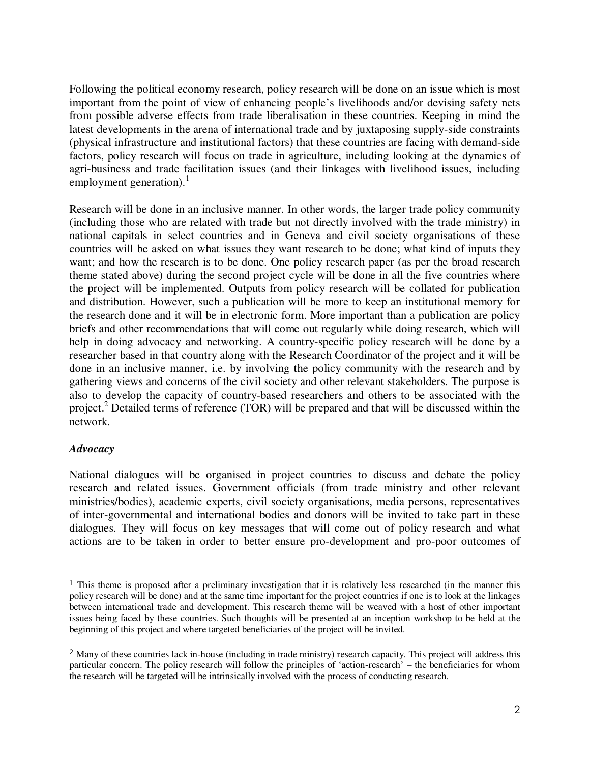Following the political economy research, policy research will be done on an issue which is most important from the point of view of enhancing people's livelihoods and/or devising safety nets from possible adverse effects from trade liberalisation in these countries. Keeping in mind the latest developments in the arena of international trade and by juxtaposing supply-side constraints (physical infrastructure and institutional factors) that these countries are facing with demand-side factors, policy research will focus on trade in agriculture, including looking at the dynamics of agri-business and trade facilitation issues (and their linkages with livelihood issues, including employment generation).[1]

Research will be done in an inclusive manner. In other words, the larger trade policy community (including those who are related with trade but not directly involved with the trade ministry) in national capitals in select countries and in Geneva and civil society organisations of these countries will be asked on what issues they want research to be done; what kind of inputs they want; and how the research is to be done. One policy research paper (as per the broad research theme stated above) during the second project cycle will be done in all the five countries where the project will be implemented. Outputs from policy research will be collated for publication and distribution. However, such a publication will be more to keep an institutional memory for the research done and it will be in electronic form. More important than a publication are policy briefs and other recommendations that will come out regularly while doing research, which will help in doing advocacy and networking. A country-specific policy research will be done by a researcher based in that country along with the Research Coordinator of the project and it will be done in an inclusive manner, i.e. by involving the policy community with the research and by gathering views and concerns of the civil society and other relevant stakeholders. The purpose is also to develop the capacity of country-based researchers and others to be associated with the project.[2] Detailed terms of reference (TOR) will be prepared and that will be discussed within the network.

***Advocacy***

National dialogues will be organised in project countries to discuss and debate the policy research and related issues. Government officials (from trade ministry and other relevant ministries/bodies), academic experts, civil society organisations, media persons, representatives of inter-governmental and international bodies and donors will be invited to take part in these dialogues. They will focus on key messages that will come out of policy research and what actions are to be taken in order to better ensure pro-development and pro-poor outcomes of

---

[1] This theme is proposed after a preliminary investigation that it is relatively less researched (in the manner this policy research will be done) and at the same time important for the project countries if one is to look at the linkages between international trade and development. This research theme will be weaved with a host of other important issues being faced by these countries. Such thoughts will be presented at an inception workshop to be held at the beginning of this project and where targeted beneficiaries of the project will be invited.

[2] Many of these countries lack in-house (including in trade ministry) research capacity. This project will address this particular concern. The policy research will follow the principles of 'action-research' – the beneficiaries for whom the research will be targeted will be intrinsically involved with the process of conducting research.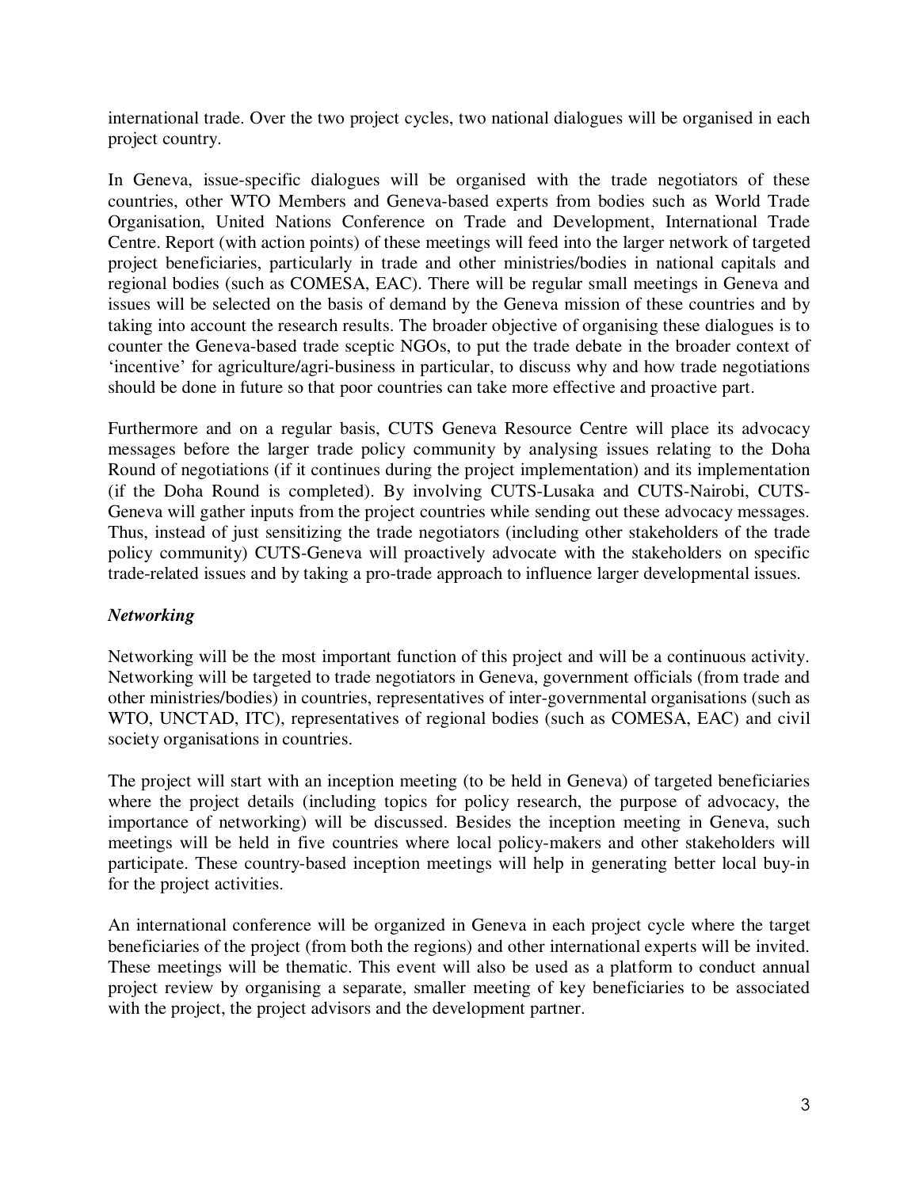international trade. Over the two project cycles, two national dialogues will be organised in each project country.

In Geneva, issue-specific dialogues will be organised with the trade negotiators of these countries, other WTO Members and Geneva-based experts from bodies such as World Trade Organisation, United Nations Conference on Trade and Development, International Trade Centre. Report (with action points) of these meetings will feed into the larger network of targeted project beneficiaries, particularly in trade and other ministries/bodies in national capitals and regional bodies (such as COMESA, EAC). There will be regular small meetings in Geneva and issues will be selected on the basis of demand by the Geneva mission of these countries and by taking into account the research results. The broader objective of organising these dialogues is to counter the Geneva-based trade sceptic NGOs, to put the trade debate in the broader context of 'incentive' for agriculture/agri-business in particular, to discuss why and how trade negotiations should be done in future so that poor countries can take more effective and proactive part.

Furthermore and on a regular basis, CUTS Geneva Resource Centre will place its advocacy messages before the larger trade policy community by analysing issues relating to the Doha Round of negotiations (if it continues during the project implementation) and its implementation (if the Doha Round is completed). By involving CUTS-Lusaka and CUTS-Nairobi, CUTS-Geneva will gather inputs from the project countries while sending out these advocacy messages. Thus, instead of just sensitizing the trade negotiators (including other stakeholders of the trade policy community) CUTS-Geneva will proactively advocate with the stakeholders on specific trade-related issues and by taking a pro-trade approach to influence larger developmental issues.

***Networking***

Networking will be the most important function of this project and will be a continuous activity. Networking will be targeted to trade negotiators in Geneva, government officials (from trade and other ministries/bodies) in countries, representatives of inter-governmental organisations (such as WTO, UNCTAD, ITC), representatives of regional bodies (such as COMESA, EAC) and civil society organisations in countries.

The project will start with an inception meeting (to be held in Geneva) of targeted beneficiaries where the project details (including topics for policy research, the purpose of advocacy, the importance of networking) will be discussed. Besides the inception meeting in Geneva, such meetings will be held in five countries where local policy-makers and other stakeholders will participate. These country-based inception meetings will help in generating better local buy-in for the project activities.

An international conference will be organized in Geneva in each project cycle where the target beneficiaries of the project (from both the regions) and other international experts will be invited. These meetings will be thematic. This event will also be used as a platform to conduct annual project review by organising a separate, smaller meeting of key beneficiaries to be associated with the project, the project advisors and the development partner.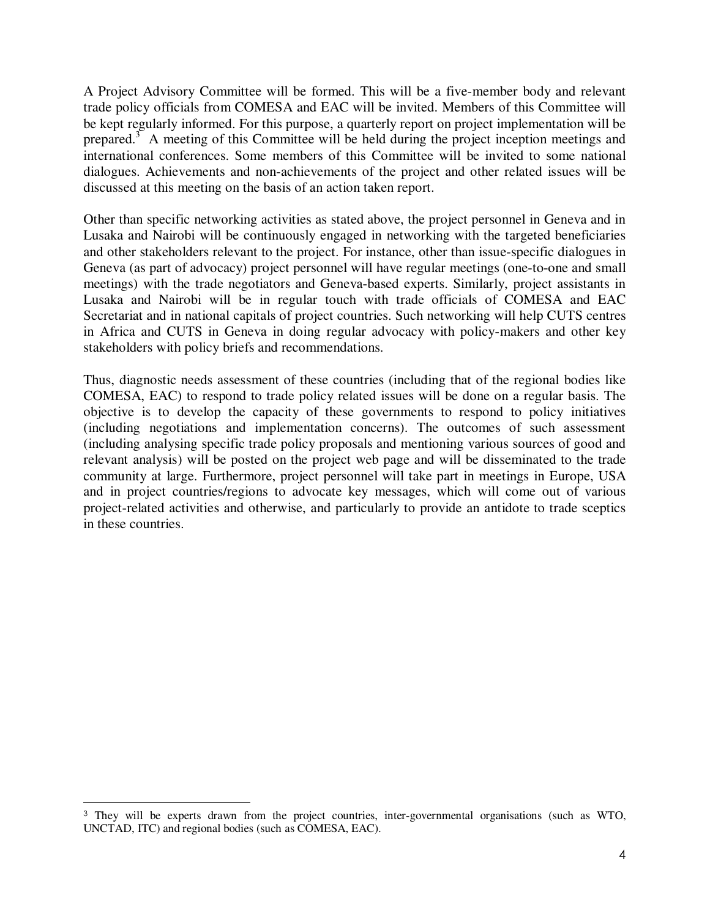A Project Advisory Committee will be formed. This will be a five-member body and relevant trade policy officials from COMESA and EAC will be invited. Members of this Committee will be kept regularly informed. For this purpose, a quarterly report on project implementation will be prepared.[3] A meeting of this Committee will be held during the project inception meetings and international conferences. Some members of this Committee will be invited to some national dialogues. Achievements and non-achievements of the project and other related issues will be discussed at this meeting on the basis of an action taken report.

Other than specific networking activities as stated above, the project personnel in Geneva and in Lusaka and Nairobi will be continuously engaged in networking with the targeted beneficiaries and other stakeholders relevant to the project. For instance, other than issue-specific dialogues in Geneva (as part of advocacy) project personnel will have regular meetings (one-to-one and small meetings) with the trade negotiators and Geneva-based experts. Similarly, project assistants in Lusaka and Nairobi will be in regular touch with trade officials of COMESA and EAC Secretariat and in national capitals of project countries. Such networking will help CUTS centres in Africa and CUTS in Geneva in doing regular advocacy with policy-makers and other key stakeholders with policy briefs and recommendations.

Thus, diagnostic needs assessment of these countries (including that of the regional bodies like COMESA, EAC) to respond to trade policy related issues will be done on a regular basis. The objective is to develop the capacity of these governments to respond to policy initiatives (including negotiations and implementation concerns). The outcomes of such assessment (including analysing specific trade policy proposals and mentioning various sources of good and relevant analysis) will be posted on the project web page and will be disseminated to the trade community at large. Furthermore, project personnel will take part in meetings in Europe, USA and in project countries/regions to advocate key messages, which will come out of various project-related activities and otherwise, and particularly to provide an antidote to trade sceptics in these countries.

---

[3] They will be experts drawn from the project countries, inter-governmental organisations (such as WTO, UNCTAD, ITC) and regional bodies (such as COMESA, EAC).